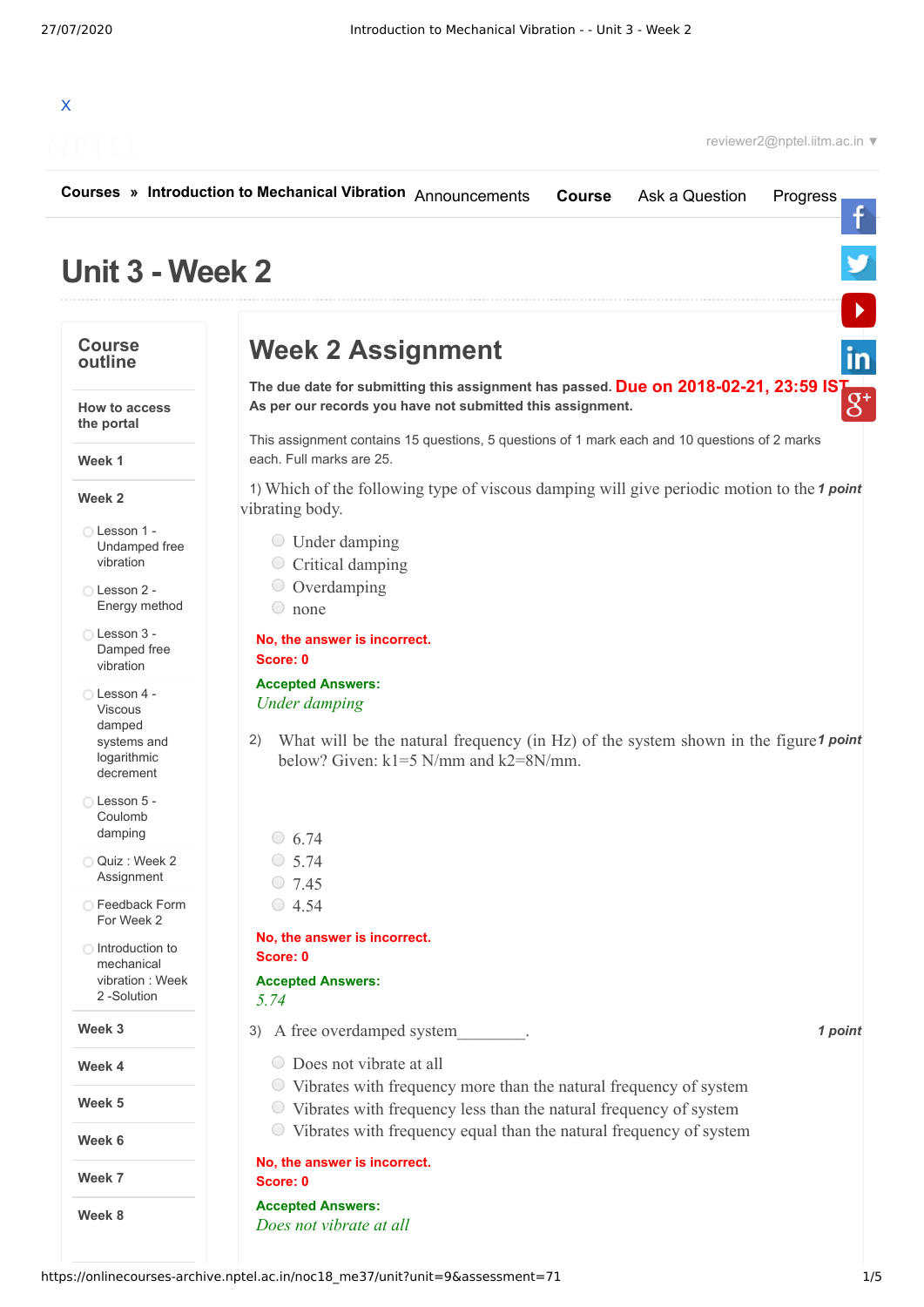X

reviewer2@nptel.iitm.ac.in ▼

**Courses » Introduction to Mechanical Vibration** Announcements **Course** Ask a Question Progress

# Unit 3 - Week 2

**Course outline**

**How to access the portal**

**Week 1**

**Week 2**

- Lesson 1 - Undamped free vibration
- Lesson 2 - Energy method
- Lesson 3 - Damped free vibration
- Lesson 4 - Viscous damped systems and logarithmic decrement
- Lesson 5 - Coulomb damping
- Quiz : Week 2 Assignment
- Feedback Form For Week 2
- Introduction to mechanical vibration : Week 2 -Solution

**Week 3**

**Week 4**

**Week 5**

**Week 6**

**Week 7**

**Week 8**

## Week 2 Assignment

**The due date for submitting this assignment has passed.** Due on 2018-02-21, 23:59 IST.
**As per our records you have not submitted this assignment.**

This assignment contains 15 questions, 5 questions of 1 mark each and 10 questions of 2 marks each. Full marks are 25.

1) Which of the following type of viscous damping will give periodic motion to the vibrating body. *1 point*

- Under damping
- Critical damping
- Overdamping
- none

**No, the answer is incorrect.**
**Score: 0**

**Accepted Answers:**
*Under damping*

2) What will be the natural frequency (in Hz) of the system shown in the figure below? Given: k1=5 N/mm and k2=8N/mm. *1 point*

- 6.74
- 5.74
- 7.45
- 4.54

**No, the answer is incorrect.**
**Score: 0**

**Accepted Answers:**
*5.74*

3) A free overdamped system________. *1 point*

- Does not vibrate at all
- Vibrates with frequency more than the natural frequency of system
- Vibrates with frequency less than the natural frequency of system
- Vibrates with frequency equal than the natural frequency of system

**No, the answer is incorrect.**
**Score: 0**

**Accepted Answers:**
*Does not vibrate at all*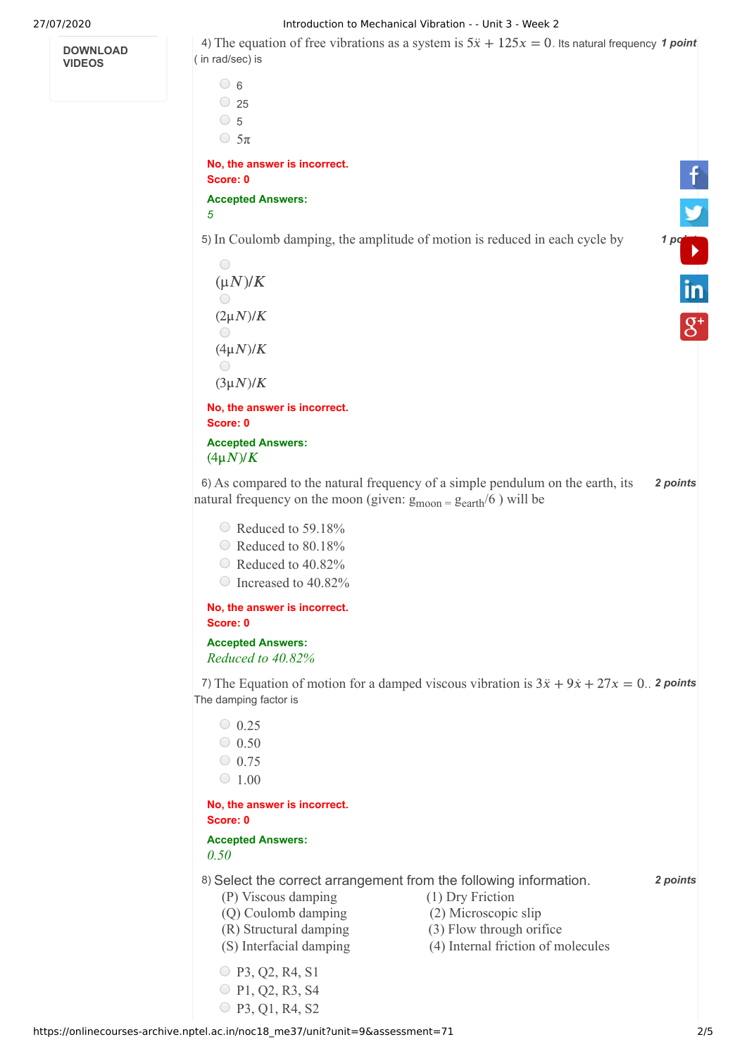4) The equation of free vibrations as a system is $5\ddot{x} + 125x = 0$. Its natural frequency ( in rad/sec) is **1 point**

- 6
- 25
- 5
- $5\pi$

**No, the answer is incorrect.**
**Score: 0**

**Accepted Answers:**
*5*

5) In Coulomb damping, the amplitude of motion is reduced in each cycle by **1 point**

- $(\mu N)/K$
- $(2\mu N)/K$
- $(4\mu N)/K$
- $(3\mu N)/K$

**No, the answer is incorrect.**
**Score: 0**

**Accepted Answers:**
$(4\mu N)/K$

6) As compared to the natural frequency of a simple pendulum on the earth, its natural frequency on the moon (given: $g_{moon} = g_{earth}/6$ ) will be **2 points**

- Reduced to 59.18%
- Reduced to 80.18%
- Reduced to 40.82%
- Increased to 40.82%

**No, the answer is incorrect.**
**Score: 0**

**Accepted Answers:**
*Reduced to 40.82%*

7) The Equation of motion for a damped viscous vibration is $3\ddot{x} + 9\dot{x} + 27x = 0$.. The damping factor is **2 points**

- 0.25
- 0.50
- 0.75
- 1.00

**No, the answer is incorrect.**
**Score: 0**

**Accepted Answers:**
*0.50*

8) Select the correct arrangement from the following information. **2 points**

| | |
|---|---|
| (P) Viscous damping | (1) Dry Friction |
| (Q) Coulomb damping | (2) Microscopic slip |
| (R) Structural damping | (3) Flow through orifice |
| (S) Interfacial damping | (4) Internal friction of molecules |

- P3, Q2, R4, S1
- P1, Q2, R3, S4
- P3, Q1, R4, S2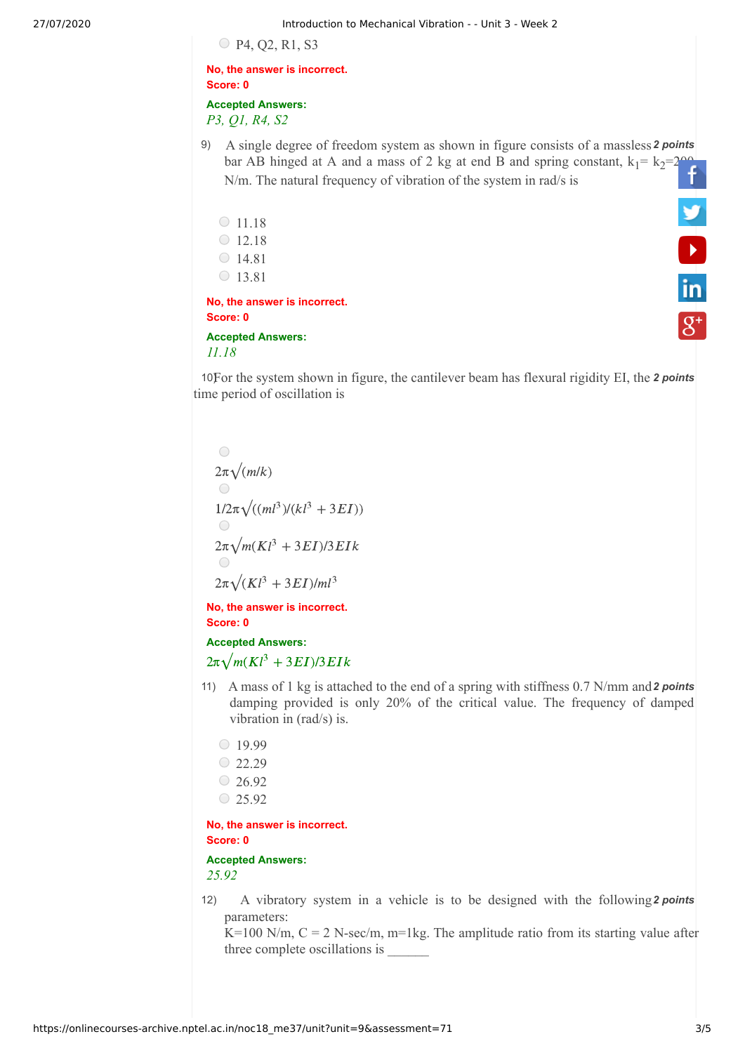P4, Q2, R1, S3

No, the answer is incorrect.
Score: 0

**Accepted Answers:**
*P3, Q1, R4, S2*

9) A single degree of freedom system as shown in figure consists of a massless bar AB hinged at A and a mass of 2 kg at end B and spring constant, $k_1 = k_2 = 200$ N/m. The natural frequency of vibration of the system in rad/s is **2 points**

- 11.18
- 12.18
- 14.81
- 13.81

No, the answer is incorrect.
Score: 0

**Accepted Answers:**
*11.18*

10) For the system shown in figure, the cantilever beam has flexural rigidity EI, the time period of oscillation is **2 points**

- $2\pi\sqrt{(m/k)}$
- $1/2\pi\sqrt{((ml^3)/(kl^3+3EI))}$
- $2\pi\sqrt{m(Kl^3+3EI)/3EIk}$
- $2\pi\sqrt{(Kl^3+3EI)/ml^3}$

No, the answer is incorrect.
Score: 0

**Accepted Answers:**
$2\pi\sqrt{m(Kl^3+3EI)/3EIk}$

11) A mass of 1 kg is attached to the end of a spring with stiffness 0.7 N/mm and damping provided is only 20% of the critical value. The frequency of damped vibration in (rad/s) is. **2 points**

- 19.99
- 22.29
- 26.92
- 25.92

No, the answer is incorrect.
Score: 0

**Accepted Answers:**
*25.92*

12) A vibratory system in a vehicle is to be designed with the following parameters: **2 points**
K=100 N/m, C = 2 N-sec/m, m=1kg. The amplitude ratio from its starting value after three complete oscillations is ______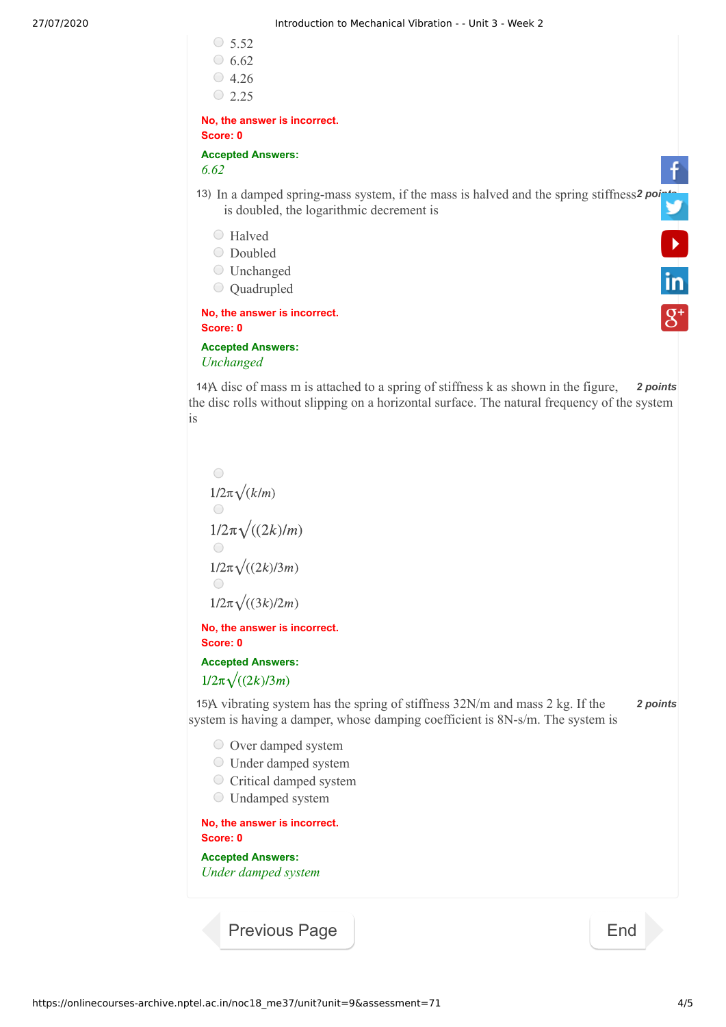- 5.52
- 6.62
- 4.26
- 2.25

**No, the answer is incorrect.**
**Score: 0**

**Accepted Answers:**
*6.62*

13) In a damped spring-mass system, if the mass is halved and the spring stiffness is doubled, the logarithmic decrement is *2 points*

- Halved
- Doubled
- Unchanged
- Quadrupled

**No, the answer is incorrect.**
**Score: 0**

**Accepted Answers:**
*Unchanged*

14) A disc of mass m is attached to a spring of stiffness k as shown in the figure, the disc rolls without slipping on a horizontal surface. The natural frequency of the system is *2 points*

- $1/2\pi\sqrt{(k/m)}$
- $1/2\pi\sqrt{((2k)/m)}$
- $1/2\pi\sqrt{((2k)/3m)}$
- $1/2\pi\sqrt{((3k)/2m)}$

**No, the answer is incorrect.**
**Score: 0**

**Accepted Answers:**
$1/2\pi\sqrt{((2k)/3m)}$

15) A vibrating system has the spring of stiffness 32N/m and mass 2 kg. If the system is having a damper, whose damping coefficient is 8N-s/m. The system is *2 points*

- Over damped system
- Under damped system
- Critical damped system
- Undamped system

**No, the answer is incorrect.**
**Score: 0**

**Accepted Answers:**
*Under damped system*

Previous Page End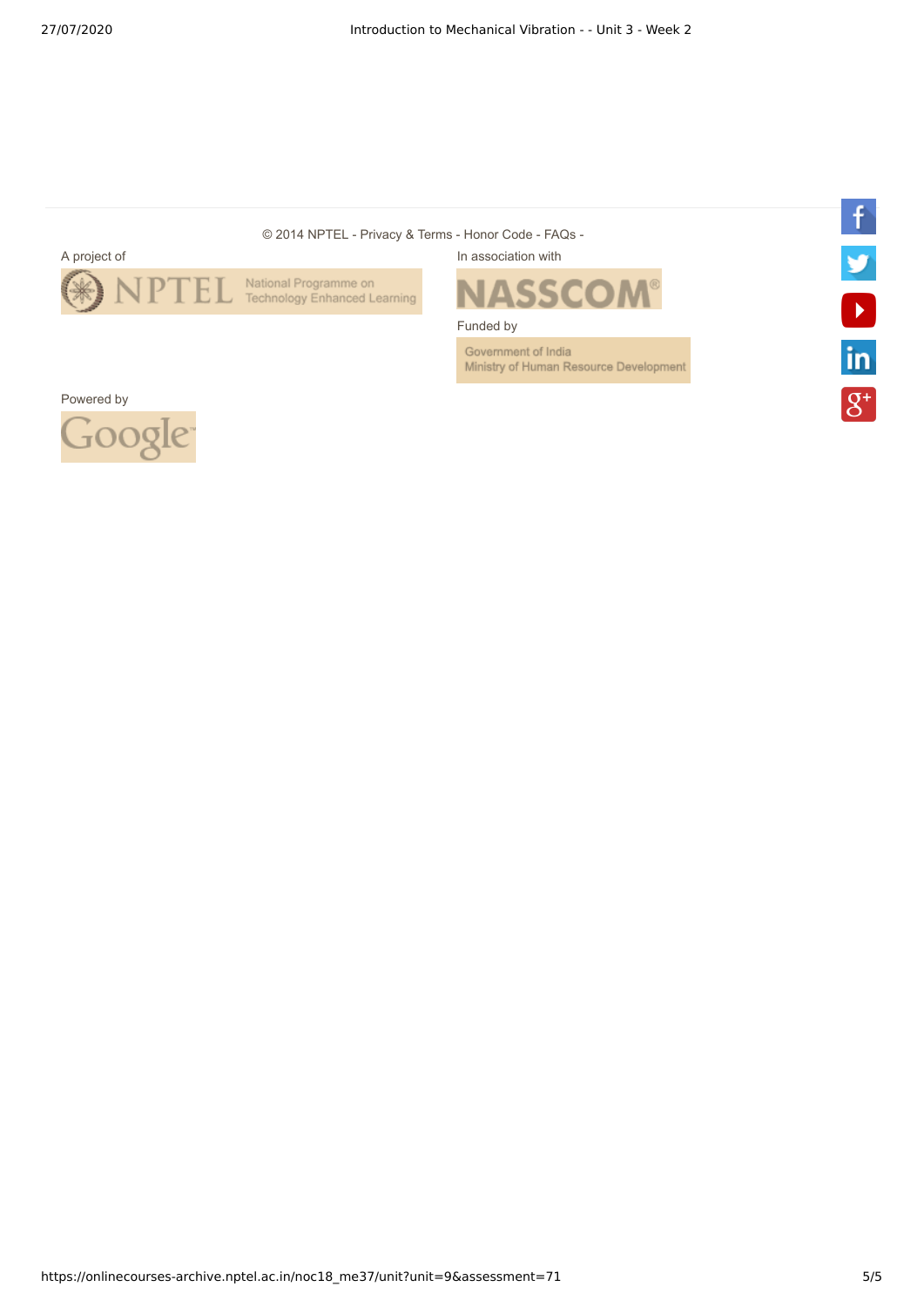© 2014 NPTEL - Privacy & Terms - Honor Code - FAQs -

A project of

NPTEL National Programme on Technology Enhanced Learning

In association with

NASSCOM®

Funded by

Government of India
Ministry of Human Resource Development

Powered by

Google